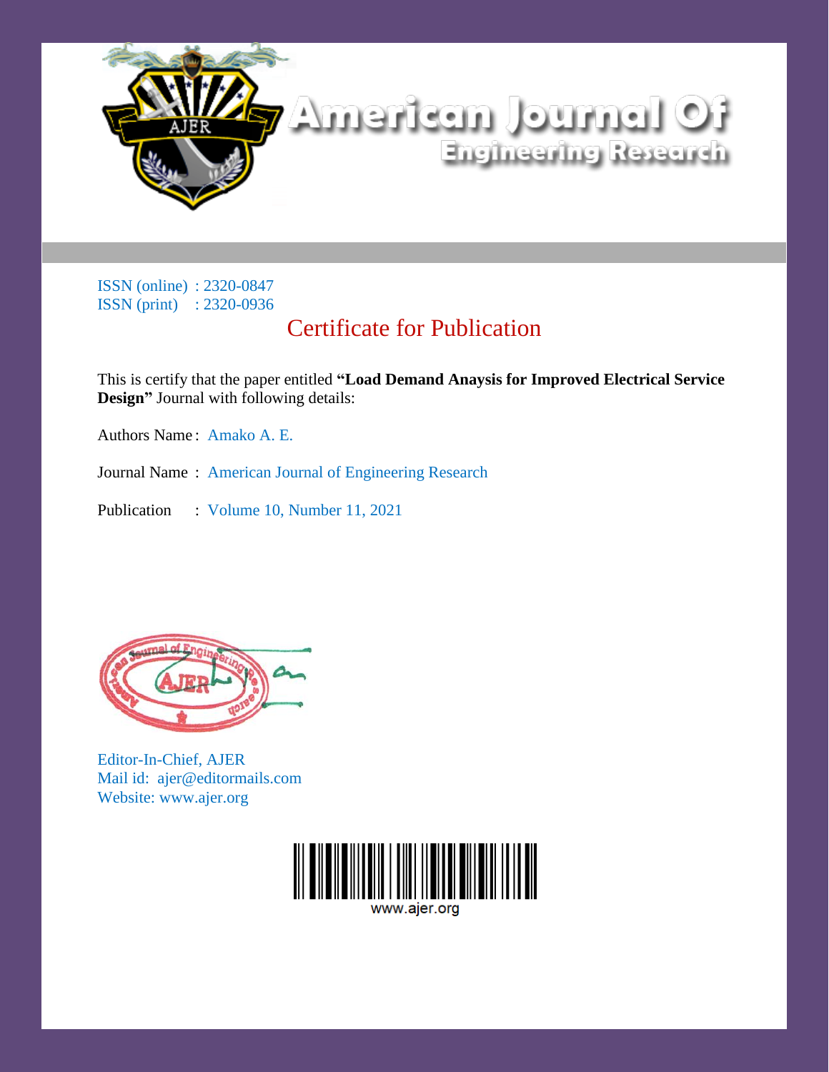# American Journal Of Engineering Research

ISSN (online) : 2320-0847
ISSN (print) : 2320-0936

## Certificate for Publication

This is certify that the paper entitled **"Load Demand Anaysis for Improved Electrical Service Design"** Journal with following details:

Authors Name : Amako A. E.

Journal Name : American Journal of Engineering Research

Publication : Volume 10, Number 11, 2021

Editor-In-Chief, AJER
Mail id: ajer@editormails.com
Website: www.ajer.org

www.ajer.org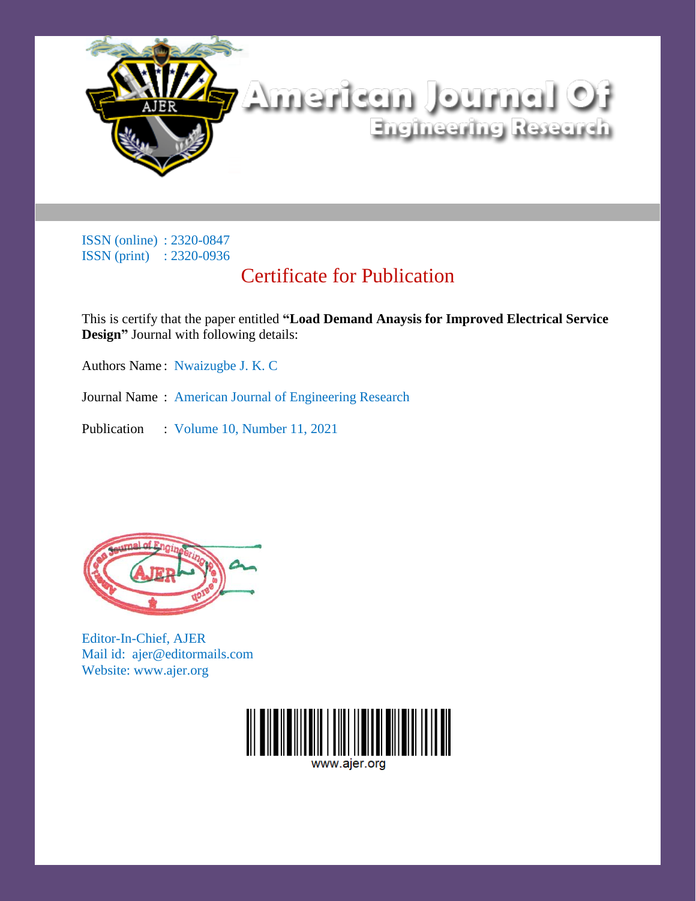# American Journal Of Engineering Research

ISSN (online) : 2320-0847
ISSN (print) : 2320-0936

## Certificate for Publication

This is certify that the paper entitled **"Load Demand Anaysis for Improved Electrical Service Design"** Journal with following details:

Authors Name : Nwaizugbe J. K. C

Journal Name : American Journal of Engineering Research

Publication : Volume 10, Number 11, 2021

Editor-In-Chief, AJER
Mail id: ajer@editormails.com
Website: www.ajer.org

www.ajer.org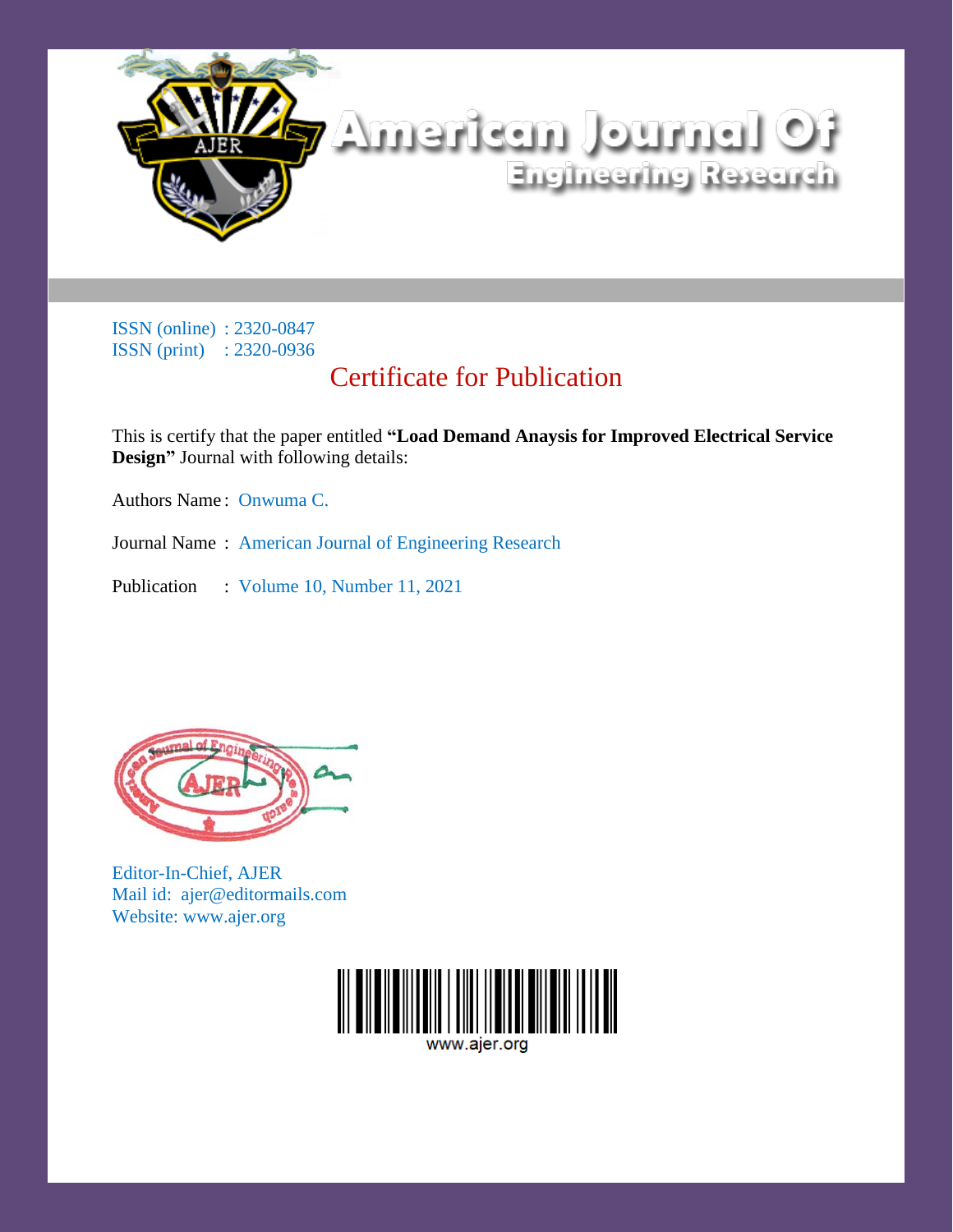# American Journal Of Engineering Research

ISSN (online) : 2320-0847
ISSN (print) : 2320-0936

## Certificate for Publication

This is certify that the paper entitled **“Load Demand Anaysis for Improved Electrical Service Design”** Journal with following details:

Authors Name : Onwuma C.

Journal Name : American Journal of Engineering Research

Publication : Volume 10, Number 11, 2021

Editor-In-Chief, AJER
Mail id: ajer@editormails.com
Website: www.ajer.org

www.ajer.org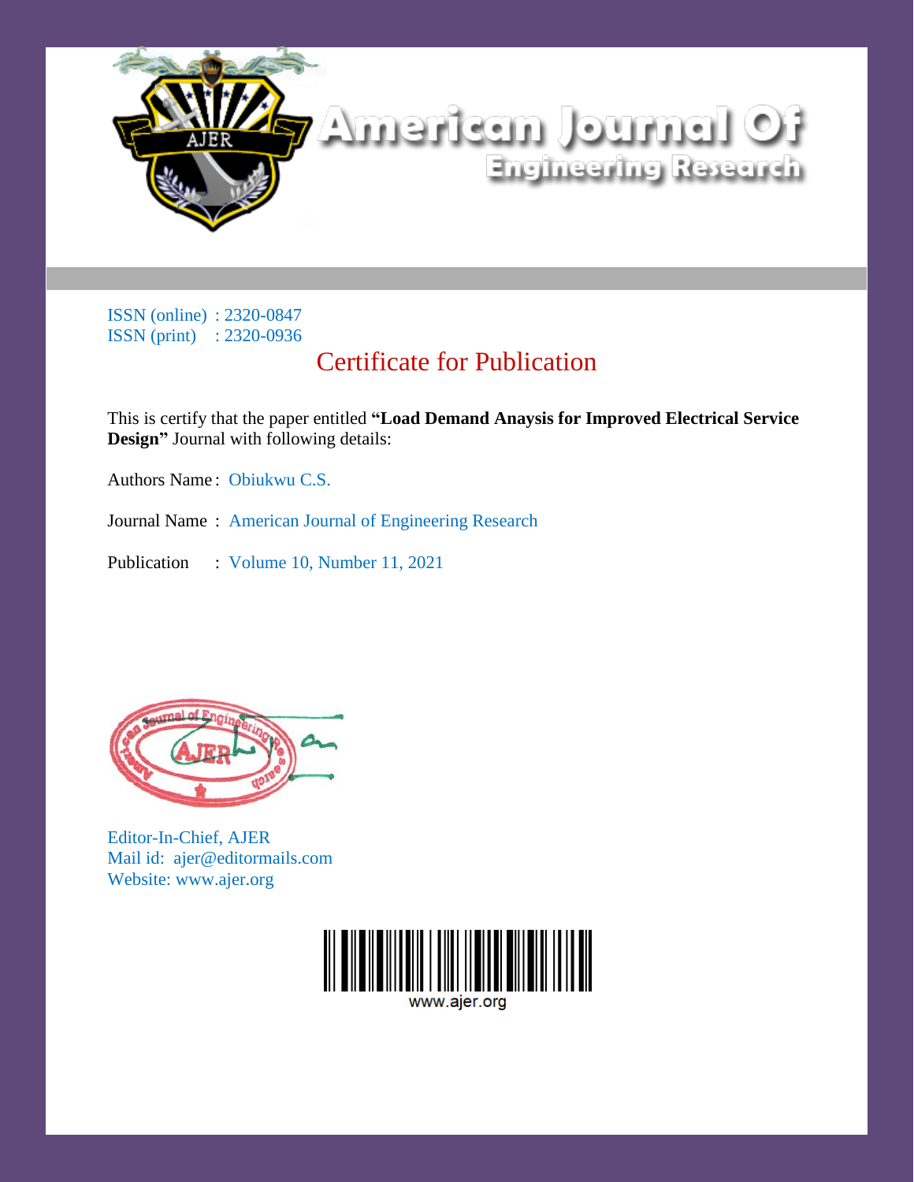# American Journal Of Engineering Research

ISSN (online) : 2320-0847
ISSN (print) : 2320-0936

## Certificate for Publication

This is certify that the paper entitled **"Load Demand Anaysis for Improved Electrical Service Design"** Journal with following details:

Authors Name : Obiukwu C.S.

Journal Name : American Journal of Engineering Research

Publication : Volume 10, Number 11, 2021

Editor-In-Chief, AJER
Mail id: ajer@editormails.com
Website: www.ajer.org

www.ajer.org